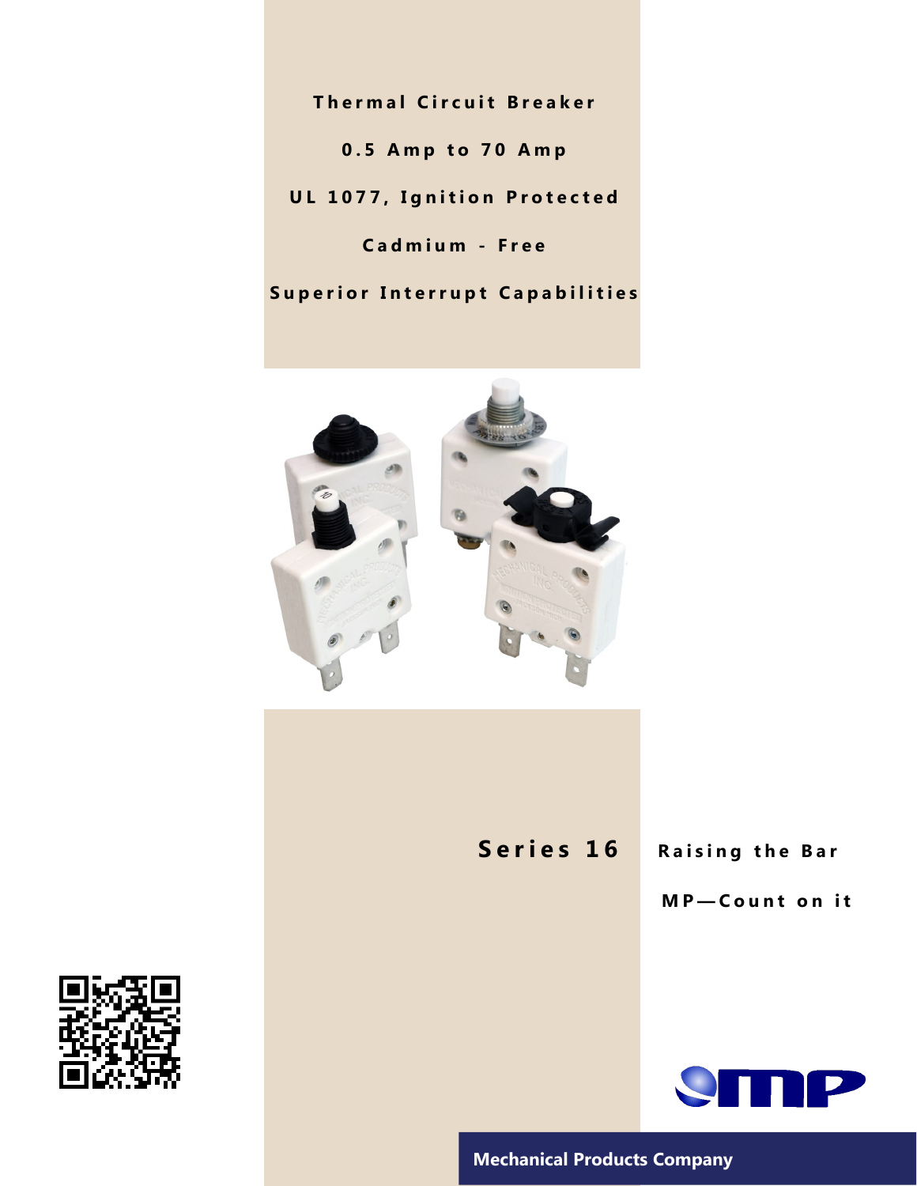# Thermal Circuit Breaker

**0.5 Amp to 70 Amp**

**UL 1077, Ignition Protected**

**Cadmium - Free**

**Superior Interrupt Capabilities**

## Series 16

**Raising the Bar**

**MP—Count on it**

**Mechanical Products Company**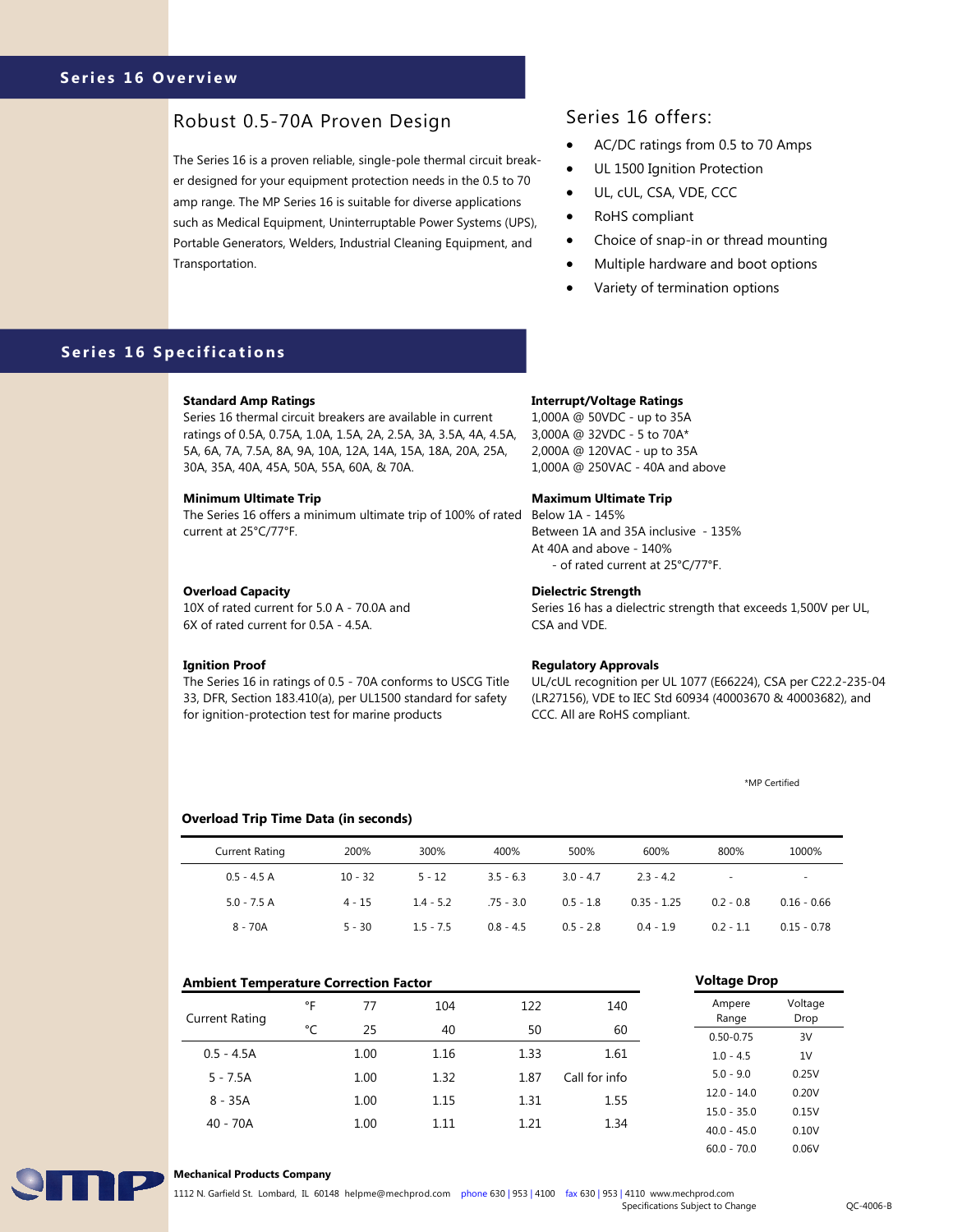## Series 16 Overview

### Robust 0.5-70A Proven Design

The Series 16 is a proven reliable, single-pole thermal circuit breaker designed for your equipment protection needs in the 0.5 to 70 amp range. The MP Series 16 is suitable for diverse applications such as Medical Equipment, Uninterruptable Power Systems (UPS), Portable Generators, Welders, Industrial Cleaning Equipment, and Transportation.

### Series 16 offers:

- AC/DC ratings from 0.5 to 70 Amps
- UL 1500 Ignition Protection
- UL, cUL, CSA, VDE, CCC
- RoHS compliant
- Choice of snap-in or thread mounting
- Multiple hardware and boot options
- Variety of termination options

## Series 16 Specifications

**Standard Amp Ratings**
Series 16 thermal circuit breakers are available in current ratings of 0.5A, 0.75A, 1.0A, 1.5A, 2A, 2.5A, 3A, 3.5A, 4A, 4.5A, 5A, 6A, 7A, 7.5A, 8A, 9A, 10A, 12A, 14A, 15A, 18A, 20A, 25A, 30A, 35A, 40A, 45A, 50A, 55A, 60A, & 70A.

**Minimum Ultimate Trip**
The Series 16 offers a minimum ultimate trip of 100% of rated current at 25°C/77°F.

**Overload Capacity**
10X of rated current for 5.0 A - 70.0A and
6X of rated current for 0.5A - 4.5A.

**Ignition Proof**
The Series 16 in ratings of 0.5 - 70A conforms to USCG Title 33, DFR, Section 183.410(a), per UL1500 standard for safety for ignition-protection test for marine products

**Interrupt/Voltage Ratings**
1,000A @ 50VDC - up to 35A
3,000A @ 32VDC - 5 to 70A*
2,000A @ 120VAC - up to 35A
1,000A @ 250VAC - 40A and above

**Maximum Ultimate Trip**
Below 1A - 145%
Between 1A and 35A inclusive - 135%
At 40A and above - 140%
- of rated current at 25°C/77°F.

**Dielectric Strength**
Series 16 has a dielectric strength that exceeds 1,500V per UL, CSA and VDE.

**Regulatory Approvals**
UL/cUL recognition per UL 1077 (E66224), CSA per C22.2-235-04 (LR27156), VDE to IEC Std 60934 (40003670 & 40003682), and CCC. All are RoHS compliant.

*MP Certified

**Overload Trip Time Data (in seconds)**

| Current Rating | 200% | 300% | 400% | 500% | 600% | 800% | 1000% |
|---|---|---|---|---|---|---|---|
| 0.5 - 4.5 A | 10 - 32 | 5 - 12 | 3.5 - 6.3 | 3.0 - 4.7 | 2.3 - 4.2 | - | - |
| 5.0 - 7.5 A | 4 - 15 | 1.4 - 5.2 | .75 - 3.0 | 0.5 - 1.8 | 0.35 - 1.25 | 0.2 - 0.8 | 0.16 - 0.66 |
| 8 - 70A | 5 - 30 | 1.5 - 7.5 | 0.8 - 4.5 | 0.5 - 2.8 | 0.4 - 1.9 | 0.2 - 1.1 | 0.15 - 0.78 |

**Ambient Temperature Correction Factor**

| Current Rating | °F | 77 | 104 | 122 | 140 |
|---|---|---|---|---|---|
| | °C | 25 | 40 | 50 | 60 |
| 0.5 - 4.5A | | 1.00 | 1.16 | 1.33 | 1.61 |
| 5 - 7.5A | | 1.00 | 1.32 | 1.87 | Call for info |
| 8 - 35A | | 1.00 | 1.15 | 1.31 | 1.55 |
| 40 - 70A | | 1.00 | 1.11 | 1.21 | 1.34 |

**Voltage Drop**

| Ampere Range | Voltage Drop |
|---|---|
| 0.50-0.75 | 3V |
| 1.0 - 4.5 | 1V |
| 5.0 - 9.0 | 0.25V |
| 12.0 - 14.0 | 0.20V |
| 15.0 - 35.0 | 0.15V |
| 40.0 - 45.0 | 0.10V |
| 60.0 - 70.0 | 0.06V |

**Mechanical Products Company**
1112 N. Garfield St. Lombard, IL 60148 helpme@mechprod.com phone 630 | 953 | 4100 fax 630 | 953 | 4110 www.mechprod.com
Specifications Subject to Change

QC-4006-B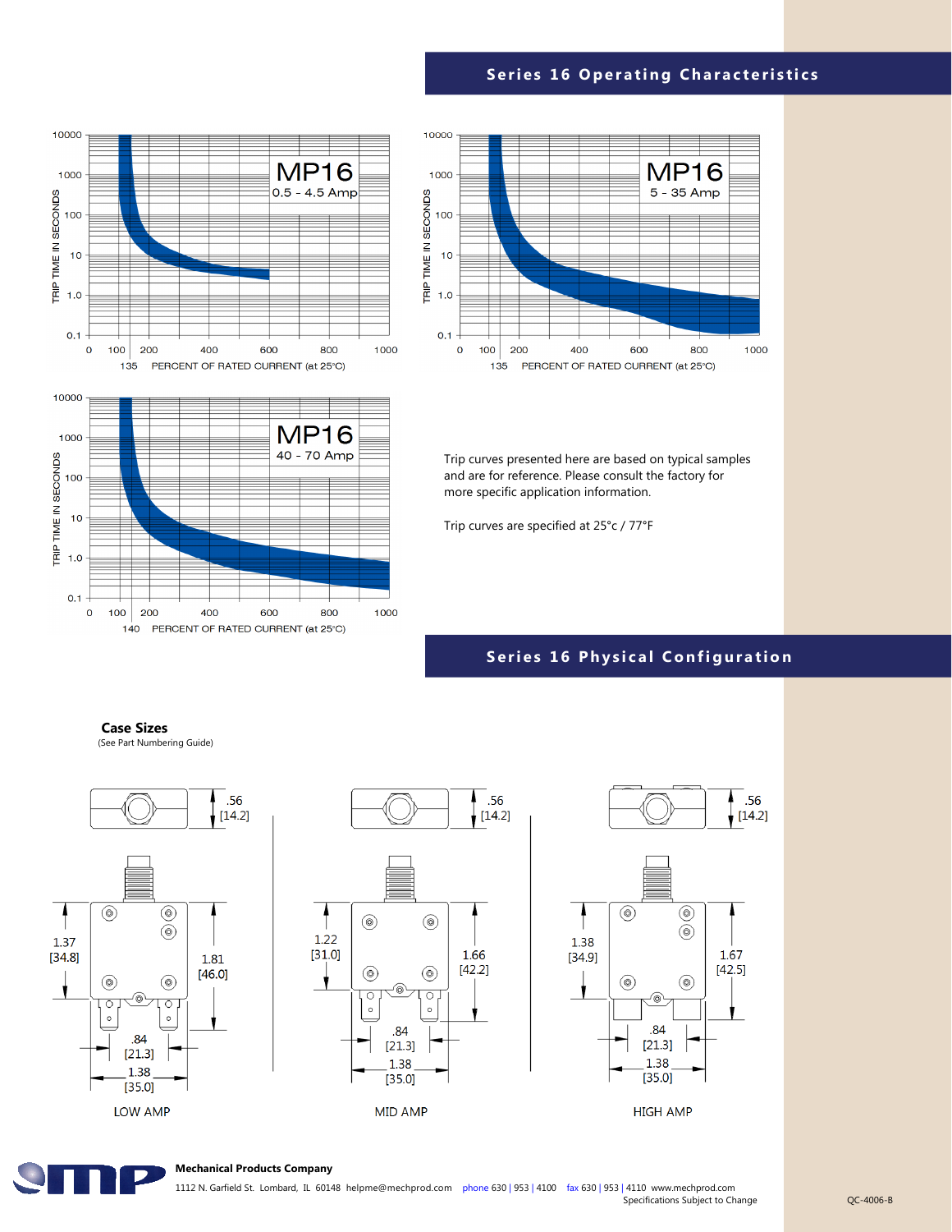## Series 16 Operating Characteristics

**MP16 0.5 - 4.5 Amp**

TRIP TIME IN SECONDS: 10000, 1000, 100, 10, 1.0, 0.1

PERCENT OF RATED CURRENT (at 25°C): 0, 100, 135, 200, 400, 600, 800, 1000

**MP16 5 - 35 Amp**

TRIP TIME IN SECONDS: 10000, 1000, 100, 10, 1.0, 0.1

PERCENT OF RATED CURRENT (at 25°C): 0, 100, 135, 200, 400, 600, 800, 1000

**MP16 40 - 70 Amp**

TRIP TIME IN SECONDS: 10000, 1000, 100, 10, 1.0, 0.1

PERCENT OF RATED CURRENT (at 25°C): 0, 100, 140, 200, 400, 600, 800, 1000

Trip curves presented here are based on typical samples and are for reference. Please consult the factory for more specific application information.

Trip curves are specified at 25°c / 77°F

## Series 16 Physical Configuration

**Case Sizes**

(See Part Numbering Guide)

**LOW AMP**: .56 [14.2]; 1.37 [34.8]; 1.81 [46.0]; .84 [21.3]; 1.38 [35.0]

**MID AMP**: .56 [14.2]; 1.22 [31.0]; 1.66 [42.2]; .84 [21.3]; 1.38 [35.0]

**HIGH AMP**: .56 [14.2]; 1.38 [34.9]; 1.67 [42.5]; .84 [21.3]; 1.38 [35.0]

**Mechanical Products Company**

1112 N. Garfield St. Lombard, IL 60148 helpme@mechprod.com phone 630 | 953 | 4100 fax 630 | 953 | 4110 www.mechprod.com

Specifications Subject to Change

QC-4006-B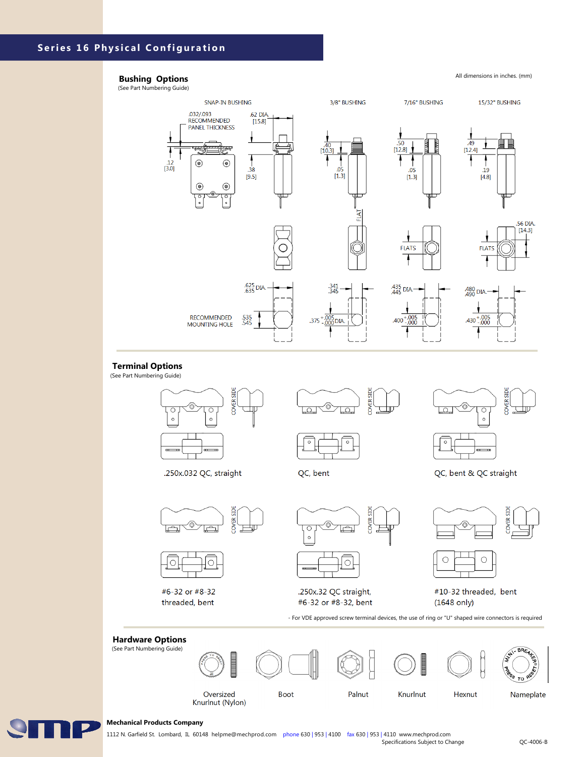## Series 16 Physical Configuration

### Bushing Options

(See Part Numbering Guide)

All dimensions in inches. (mm)

SNAP-IN BUSHING | 3/8" BUSHING | 7/16" BUSHING | 15/32" BUSHING

.032/.093 RECOMMENDED PANEL THICKNESS

.62 DIA. [15.8]

.12 [3.0]

.38 [9.5]

.40 [10.3]

.05 [1.3]

.50 [12.8]

.05 [1.3]

.49 [12.4]

.19 [4.8]

FLAT

FLATS

FLATS

.56 DIA. [14.3]

RECOMMENDED MOUNTING HOLE

.625/.635 DIA.

.535/.545

.341/.345

.375 +.005/-.000 DIA.

.435/.445 DIA.

.400 +.005/-.000

.480/.490 DIA.

.430 +.005/-.000

### Terminal Options

(See Part Numbering Guide)

COVER SIDE

.250x.032 QC, straight

QC, bent

QC, bent & QC straight

#6-32 or #8-32 threaded, bent

.250x.32 QC straight, #6-32 or #8-32, bent

#10-32 threaded, bent (1648 only)

- For VDE approved screw terminal devices, the use of ring or "U" shaped wire connectors is required

### Hardware Options

(See Part Numbering Guide)

Oversized Knurlnut (Nylon) | Boot | Palnut | Knurlnut | Hexnut | Nameplate

MINI-BREAKER PRESS TO RESET

**Mechanical Products Company**

1112 N. Garfield St. Lombard, IL 60148 helpme@mechprod.com phone 630 | 953 | 4100 fax 630 | 953 | 4110 www.mechprod.com

Specifications Subject to Change

QC-4006-B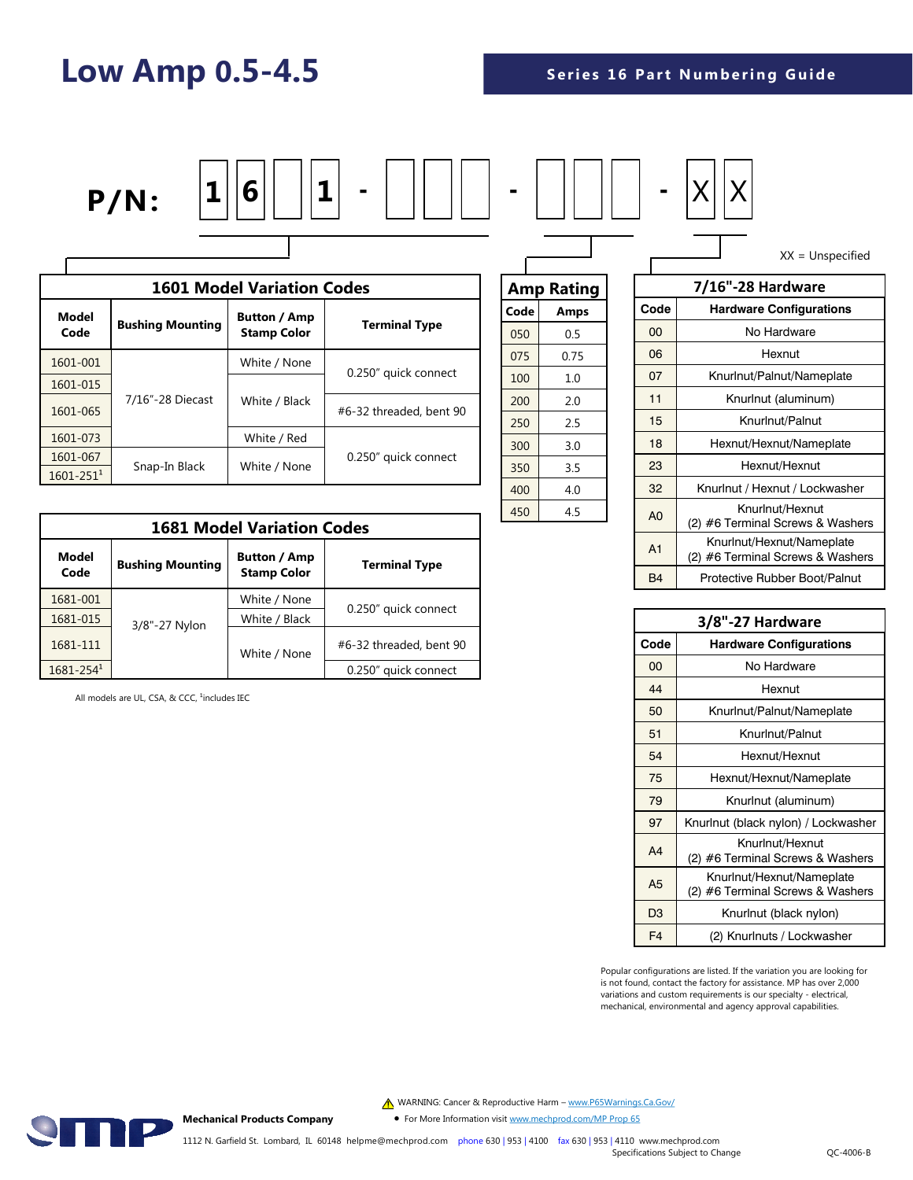# Low Amp 0.5-4.5

## Series 16 Part Numbering Guide

**P/N:** 1 6 _ 1 - _ _ _ - _ _ _ - X X

XX = Unspecified

### 1601 Model Variation Codes

| Model Code | Bushing Mounting | Button / Amp Stamp Color | Terminal Type |
|---|---|---|---|
| 1601-001 | 7/16"-28 Diecast | White / None | 0.250" quick connect |
| 1601-015 | 7/16"-28 Diecast | White / Black | 0.250" quick connect |
| 1601-065 | 7/16"-28 Diecast | White / Black | #6-32 threaded, bent 90 |
| 1601-073 | 7/16"-28 Diecast | White / Red | 0.250" quick connect |
| 1601-067 | Snap-In Black | White / None | 0.250" quick connect |
| 1601-251[1] | Snap-In Black | White / None | 0.250" quick connect |

### 1681 Model Variation Codes

| Model Code | Bushing Mounting | Button / Amp Stamp Color | Terminal Type |
|---|---|---|---|
| 1681-001 | 3/8"-27 Nylon | White / None | 0.250" quick connect |
| 1681-015 | 3/8"-27 Nylon | White / Black | 0.250" quick connect |
| 1681-111 | 3/8"-27 Nylon | White / None | #6-32 threaded, bent 90 |
| 1681-254[1] | 3/8"-27 Nylon | White / None | 0.250" quick connect |

All models are UL, CSA, & CCC, [1]includes IEC

### Amp Rating

| Code | Amps |
|---|---|
| 050 | 0.5 |
| 075 | 0.75 |
| 100 | 1.0 |
| 200 | 2.0 |
| 250 | 2.5 |
| 300 | 3.0 |
| 350 | 3.5 |
| 400 | 4.0 |
| 450 | 4.5 |

### 7/16"-28 Hardware

| Code | Hardware Configurations |
|---|---|
| 00 | No Hardware |
| 06 | Hexnut |
| 07 | Knurlnut/Palnut/Nameplate |
| 11 | Knurlnut (aluminum) |
| 15 | Knurlnut/Palnut |
| 18 | Hexnut/Hexnut/Nameplate |
| 23 | Hexnut/Hexnut |
| 32 | Knurlnut / Hexnut / Lockwasher |
| A0 | Knurlnut/Hexnut (2) #6 Terminal Screws & Washers |
| A1 | Knurlnut/Hexnut/Nameplate (2) #6 Terminal Screws & Washers |
| B4 | Protective Rubber Boot/Palnut |

### 3/8"-27 Hardware

| Code | Hardware Configurations |
|---|---|
| 00 | No Hardware |
| 44 | Hexnut |
| 50 | Knurlnut/Palnut/Nameplate |
| 51 | Knurlnut/Palnut |
| 54 | Hexnut/Hexnut |
| 75 | Hexnut/Hexnut/Nameplate |
| 79 | Knurlnut (aluminum) |
| 97 | Knurlnut (black nylon) / Lockwasher |
| A4 | Knurlnut/Hexnut (2) #6 Terminal Screws & Washers |
| A5 | Knurlnut/Hexnut/Nameplate (2) #6 Terminal Screws & Washers |
| D3 | Knurlnut (black nylon) |
| F4 | (2) Knurlnuts / Lockwasher |

Popular configurations are listed. If the variation you are looking for is not found, contact the factory for assistance. MP has over 2,000 variations and custom requirements is our specialty - electrical, mechanical, environmental and agency approval capabilities.

WARNING: Cancer & Reproductive Harm – www.P65Warnings.Ca.Gov/

- For More Information visit www.mechprod.com/MP Prop 65

**Mechanical Products Company**

1112 N. Garfield St. Lombard, IL 60148 helpme@mechprod.com phone 630 | 953 | 4100 fax 630 | 953 | 4110 www.mechprod.com

Specifications Subject to Change

QC-4006-B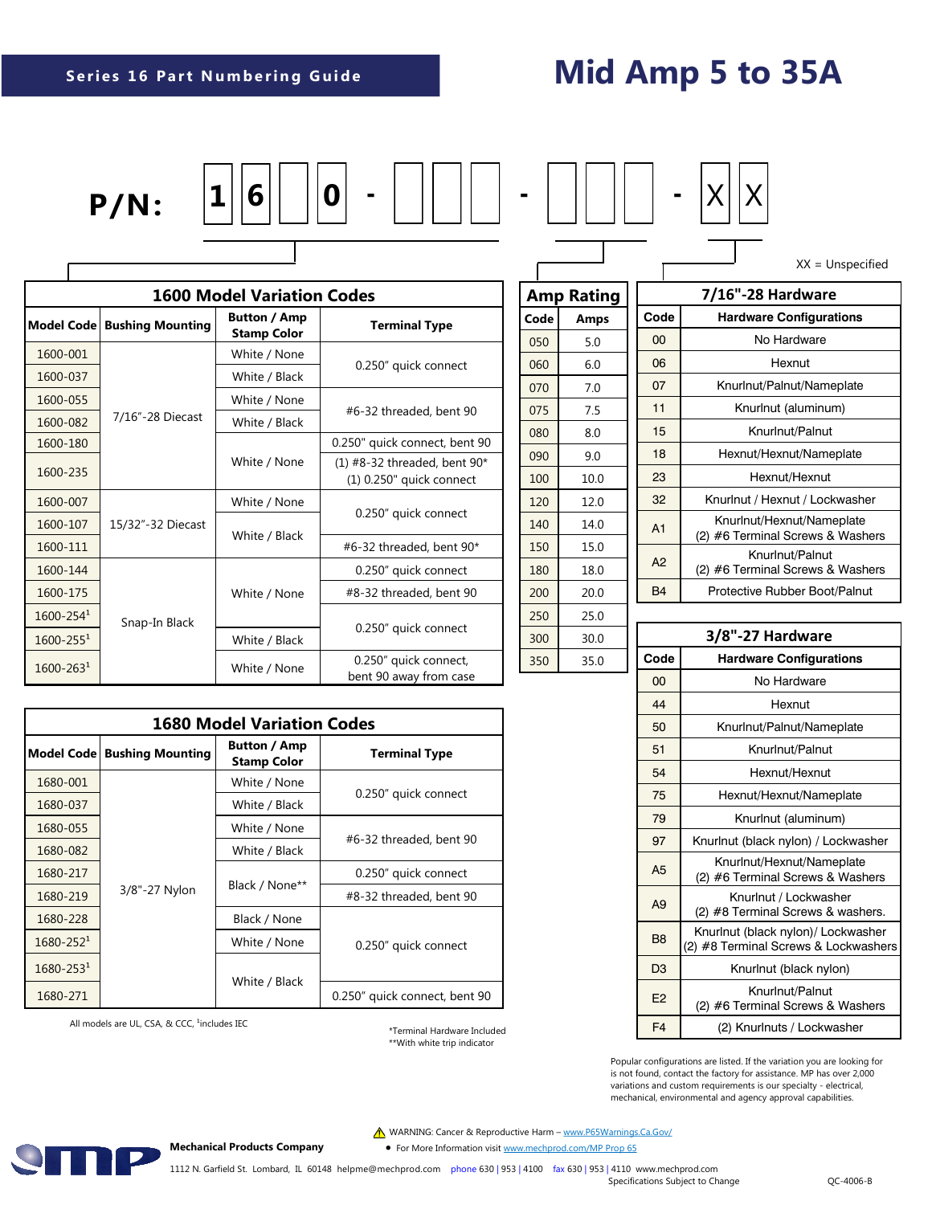## Series 16 Part Numbering Guide

# Mid Amp 5 to 35A

**P/N:** 1 6 _ 0 - _ _ _ - _ _ _ - X X

XX = Unspecified

### 1600 Model Variation Codes

| Model Code | Bushing Mounting | Button / Amp Stamp Color | Terminal Type |
|---|---|---|---|
| 1600-001 | 7/16"-28 Diecast | White / None | 0.250" quick connect |
| 1600-037 | | White / Black | |
| 1600-055 | | White / None | #6-32 threaded, bent 90 |
| 1600-082 | | White / Black | |
| 1600-180 | | White / None | 0.250" quick connect, bent 90 |
| 1600-235 | | | (1) #8-32 threaded, bent 90* (1) 0.250" quick connect |
| 1600-007 | 15/32"-32 Diecast | White / None | 0.250" quick connect |
| 1600-107 | | White / Black | |
| 1600-111 | | | #6-32 threaded, bent 90* |
| 1600-144 | Snap-In Black | White / None | 0.250" quick connect |
| 1600-175 | | | #8-32 threaded, bent 90 |
| 1600-254[1] | | | 0.250" quick connect |
| 1600-255[1] | | White / Black | |
| 1600-263[1] | | White / None | 0.250" quick connect, bent 90 away from case |

### 1680 Model Variation Codes

| Model Code | Bushing Mounting | Button / Amp Stamp Color | Terminal Type |
|---|---|---|---|
| 1680-001 | 3/8"-27 Nylon | White / None | 0.250" quick connect |
| 1680-037 | | White / Black | |
| 1680-055 | | White / None | #6-32 threaded, bent 90 |
| 1680-082 | | White / Black | |
| 1680-217 | | Black / None** | 0.250" quick connect |
| 1680-219 | | | #8-32 threaded, bent 90 |
| 1680-228 | | Black / None | 0.250" quick connect |
| 1680-252[1] | | White / None | |
| 1680-253[1] | | White / Black | |
| 1680-271 | | | 0.250" quick connect, bent 90 |

All models are UL, CSA, & CCC, [1]includes IEC

*Terminal Hardware Included
**With white trip indicator

### Amp Rating

| Code | Amps |
|---|---|
| 050 | 5.0 |
| 060 | 6.0 |
| 070 | 7.0 |
| 075 | 7.5 |
| 080 | 8.0 |
| 090 | 9.0 |
| 100 | 10.0 |
| 120 | 12.0 |
| 140 | 14.0 |
| 150 | 15.0 |
| 180 | 18.0 |
| 200 | 20.0 |
| 250 | 25.0 |
| 300 | 30.0 |
| 350 | 35.0 |

### 7/16"-28 Hardware

| Code | Hardware Configurations |
|---|---|
| 00 | No Hardware |
| 06 | Hexnut |
| 07 | Knurlnut/Palnut/Nameplate |
| 11 | Knurlnut (aluminum) |
| 15 | Knurlnut/Palnut |
| 18 | Hexnut/Hexnut/Nameplate |
| 23 | Hexnut/Hexnut |
| 32 | Knurlnut / Hexnut / Lockwasher |
| A1 | Knurlnut/Hexnut/Nameplate (2) #6 Terminal Screws & Washers |
| A2 | Knurlnut/Palnut (2) #6 Terminal Screws & Washers |
| B4 | Protective Rubber Boot/Palnut |

### 3/8"-27 Hardware

| Code | Hardware Configurations |
|---|---|
| 00 | No Hardware |
| 44 | Hexnut |
| 50 | Knurlnut/Palnut/Nameplate |
| 51 | Knurlnut/Palnut |
| 54 | Hexnut/Hexnut |
| 75 | Hexnut/Hexnut/Nameplate |
| 79 | Knurlnut (aluminum) |
| 97 | Knurlnut (black nylon) / Lockwasher |
| A5 | Knurlnut/Hexnut/Nameplate (2) #6 Terminal Screws & Washers |
| A9 | Knurlnut / Lockwasher (2) #8 Terminal Screws & washers. |
| B8 | Knurlnut (black nylon)/ Lockwasher (2) #8 Terminal Screws & Lockwashers |
| D3 | Knurlnut (black nylon) |
| E2 | Knurlnut/Palnut (2) #6 Terminal Screws & Washers |
| F4 | (2) Knurlnuts / Lockwasher |

Popular configurations are listed. If the variation you are looking for is not found, contact the factory for assistance. MP has over 2,000 variations and custom requirements is our specialty - electrical, mechanical, environmental and agency approval capabilities.

WARNING: Cancer & Reproductive Harm – www.P65Warnings.Ca.Gov/

- For More Information visit www.mechprod.com/MP Prop 65

**Mechanical Products Company**

1112 N. Garfield St. Lombard, IL 60148 helpme@mechprod.com phone 630 | 953 | 4100 fax 630 | 953 | 4110 www.mechprod.com

Specifications Subject to Change

QC-4006-B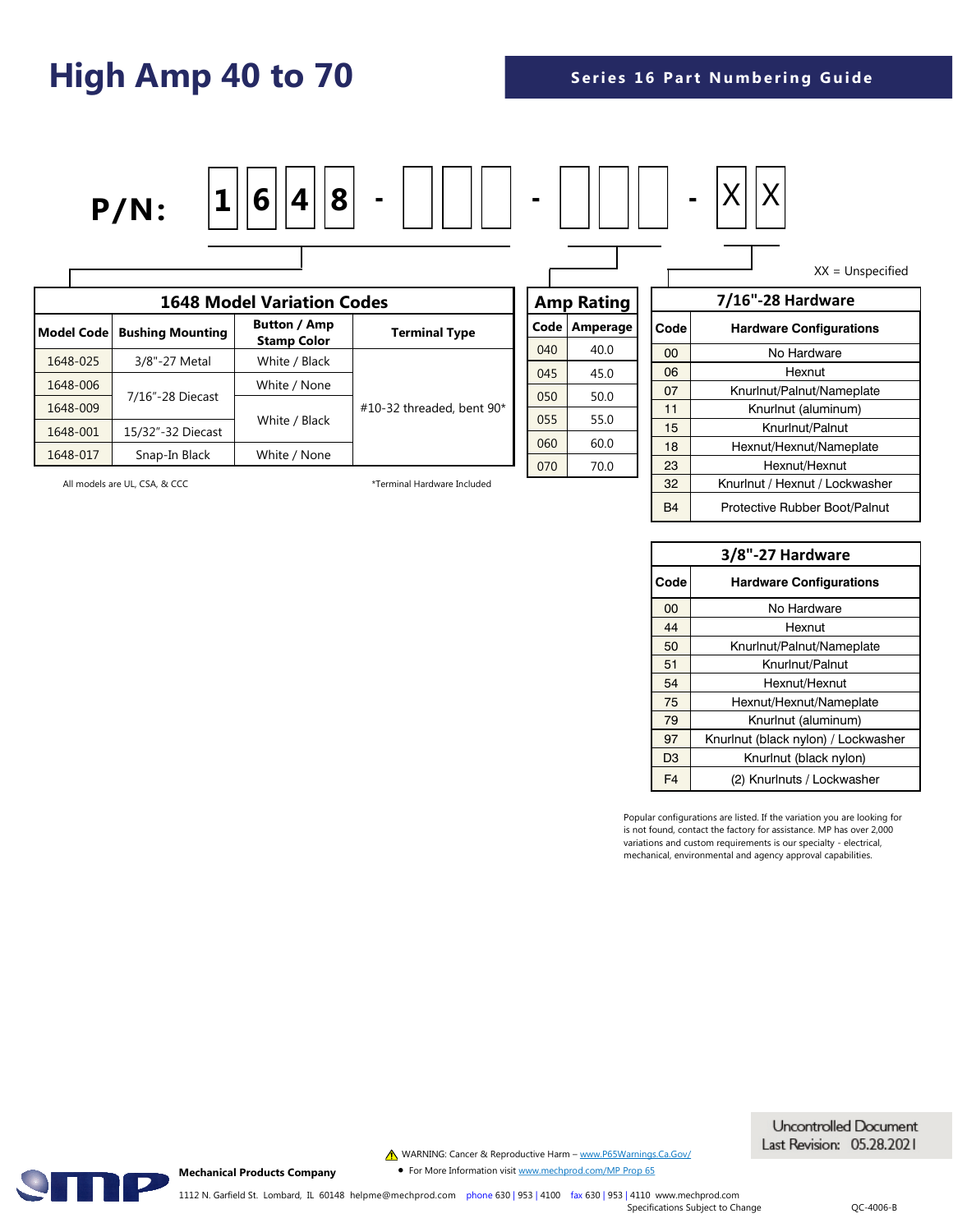# High Amp 40 to 70

**Series 16 Part Numbering Guide**

**P/N:** 1 6 4 8 - ☐☐☐ - ☐☐☐ - X X

XX = Unspecified

### 1648 Model Variation Codes

| Model Code | Bushing Mounting | Button / Amp Stamp Color | Terminal Type |
|---|---|---|---|
| 1648-025 | 3/8"-27 Metal | White / Black | #10-32 threaded, bent 90* |
| 1648-006 | 7/16"-28 Diecast | White / None | #10-32 threaded, bent 90* |
| 1648-009 | 7/16"-28 Diecast | White / Black | #10-32 threaded, bent 90* |
| 1648-001 | 15/32"-32 Diecast | White / Black | #10-32 threaded, bent 90* |
| 1648-017 | Snap-In Black | White / None | #10-32 threaded, bent 90* |

All models are UL, CSA, & CCC

*Terminal Hardware Included

### Amp Rating

| Code | Amperage |
|---|---|
| 040 | 40.0 |
| 045 | 45.0 |
| 050 | 50.0 |
| 055 | 55.0 |
| 060 | 60.0 |
| 070 | 70.0 |

### 7/16"-28 Hardware

| Code | Hardware Configurations |
|---|---|
| 00 | No Hardware |
| 06 | Hexnut |
| 07 | Knurlnut/Palnut/Nameplate |
| 11 | Knurlnut (aluminum) |
| 15 | Knurlnut/Palnut |
| 18 | Hexnut/Hexnut/Nameplate |
| 23 | Hexnut/Hexnut |
| 32 | Knurlnut / Hexnut / Lockwasher |
| B4 | Protective Rubber Boot/Palnut |

### 3/8"-27 Hardware

| Code | Hardware Configurations |
|---|---|
| 00 | No Hardware |
| 44 | Hexnut |
| 50 | Knurlnut/Palnut/Nameplate |
| 51 | Knurlnut/Palnut |
| 54 | Hexnut/Hexnut |
| 75 | Hexnut/Hexnut/Nameplate |
| 79 | Knurlnut (aluminum) |
| 97 | Knurlnut (black nylon) / Lockwasher |
| D3 | Knurlnut (black nylon) |
| F4 | (2) Knurlnuts / Lockwasher |

Popular configurations are listed. If the variation you are looking for is not found, contact the factory for assistance. MP has over 2,000 variations and custom requirements is our specialty - electrical, mechanical, environmental and agency approval capabilities.

Uncontrolled Document
Last Revision: 05.28.2021

WARNING: Cancer & Reproductive Harm – www.P65Warnings.Ca.Gov/

- For More Information visit www.mechprod.com/MP Prop 65

**Mechanical Products Company**

1112 N. Garfield St. Lombard, IL 60148 helpme@mechprod.com phone 630 | 953 | 4100 fax 630 | 953 | 4110 www.mechprod.com

Specifications Subject to Change

QC-4006-B